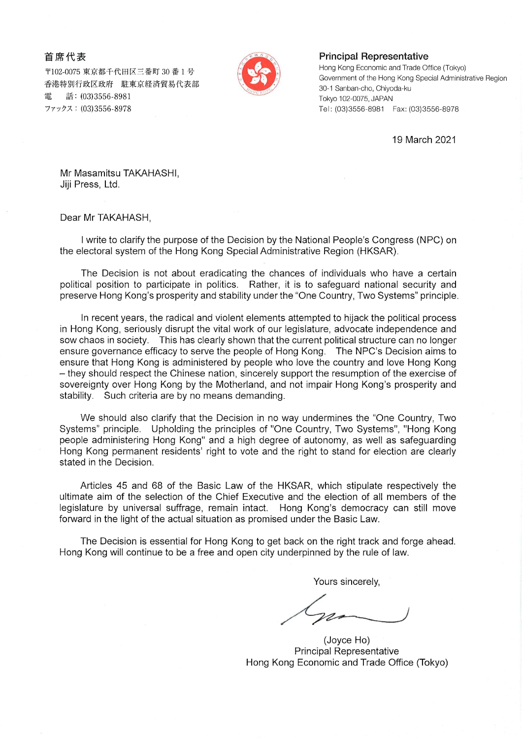首席代表
〒102-0075 東京都千代田区三番町 30 番 1 号
香港特別行政区政府　駐東京経済貿易代表部
電　　話：(03)3556-8981
ファックス：(03)3556-8978

**Principal Representative**
Hong Kong Economic and Trade Office (Tokyo)
Government of the Hong Kong Special Administrative Region
30-1 Sanban-cho, Chiyoda-ku
Tokyo 102-0075, JAPAN
Tel: (03)3556-8981　Fax: (03)3556-8978

19 March 2021

Mr Masamitsu TAKAHASHI,
Jiji Press, Ltd.

Dear Mr TAKAHASH,

I write to clarify the purpose of the Decision by the National People's Congress (NPC) on the electoral system of the Hong Kong Special Administrative Region (HKSAR).

The Decision is not about eradicating the chances of individuals who have a certain political position to participate in politics. Rather, it is to safeguard national security and preserve Hong Kong's prosperity and stability under the "One Country, Two Systems" principle.

In recent years, the radical and violent elements attempted to hijack the political process in Hong Kong, seriously disrupt the vital work of our legislature, advocate independence and sow chaos in society. This has clearly shown that the current political structure can no longer ensure governance efficacy to serve the people of Hong Kong. The NPC's Decision aims to ensure that Hong Kong is administered by people who love the country and love Hong Kong – they should respect the Chinese nation, sincerely support the resumption of the exercise of sovereignty over Hong Kong by the Motherland, and not impair Hong Kong's prosperity and stability. Such criteria are by no means demanding.

We should also clarify that the Decision in no way undermines the "One Country, Two Systems" principle. Upholding the principles of "One Country, Two Systems", "Hong Kong people administering Hong Kong" and a high degree of autonomy, as well as safeguarding Hong Kong permanent residents' right to vote and the right to stand for election are clearly stated in the Decision.

Articles 45 and 68 of the Basic Law of the HKSAR, which stipulate respectively the ultimate aim of the selection of the Chief Executive and the election of all members of the legislature by universal suffrage, remain intact. Hong Kong's democracy can still move forward in the light of the actual situation as promised under the Basic Law.

The Decision is essential for Hong Kong to get back on the right track and forge ahead. Hong Kong will continue to be a free and open city underpinned by the rule of law.

Yours sincerely,

(Joyce Ho)
Principal Representative
Hong Kong Economic and Trade Office (Tokyo)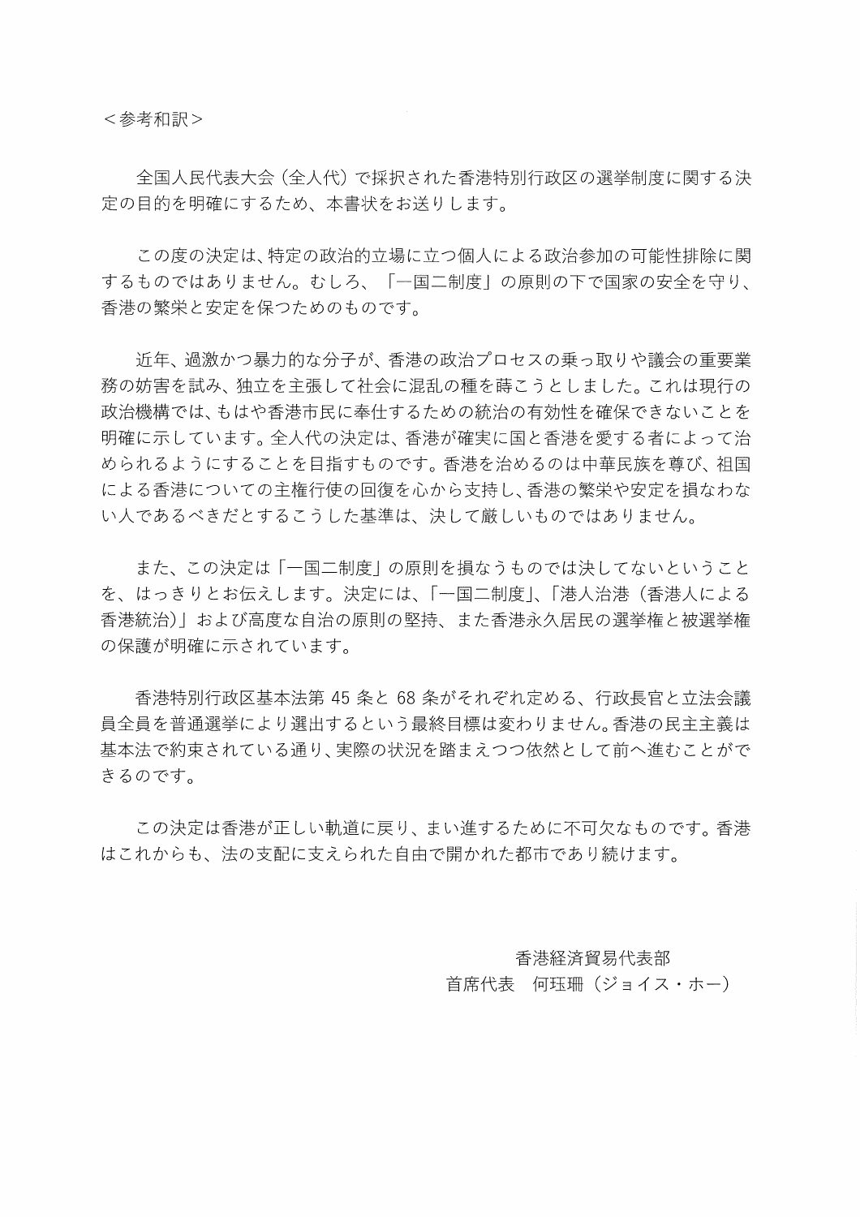＜参考和訳＞

全国人民代表大会（全人代）で採択された香港特別行政区の選挙制度に関する決定の目的を明確にするため、本書状をお送りします。

この度の決定は、特定の政治的立場に立つ個人による政治参加の可能性排除に関するものではありません。むしろ、「一国二制度」の原則の下で国家の安全を守り、香港の繁栄と安定を保つためのものです。

近年、過激かつ暴力的な分子が、香港の政治プロセスの乗っ取りや議会の重要業務の妨害を試み、独立を主張して社会に混乱の種を蒔こうとしました。これは現行の政治機構では、もはや香港市民に奉仕するための統治の有効性を確保できないことを明確に示しています。全人代の決定は、香港が確実に国と香港を愛する者によって治められるようにすることを目指すものです。香港を治めるのは中華民族を尊び、祖国による香港についての主権行使の回復を心から支持し、香港の繁栄や安定を損なわない人であるべきだとするこうした基準は、決して厳しいものではありません。

また、この決定は「一国二制度」の原則を損なうものでは決してないということを、はっきりとお伝えします。決定には、「一国二制度」、「港人治港（香港人による香港統治）」および高度な自治の原則の堅持、また香港永久居民の選挙権と被選挙権の保護が明確に示されています。

香港特別行政区基本法第 45 条と 68 条がそれぞれ定める、行政長官と立法会議員全員を普通選挙により選出するという最終目標は変わりません。香港の民主主義は基本法で約束されている通り、実際の状況を踏まえつつ依然として前へ進むことができるのです。

この決定は香港が正しい軌道に戻り、まい進するために不可欠なものです。香港はこれからも、法の支配に支えられた自由で開かれた都市であり続けます。

香港経済貿易代表部
首席代表　何珏珊（ジョイス・ホー）